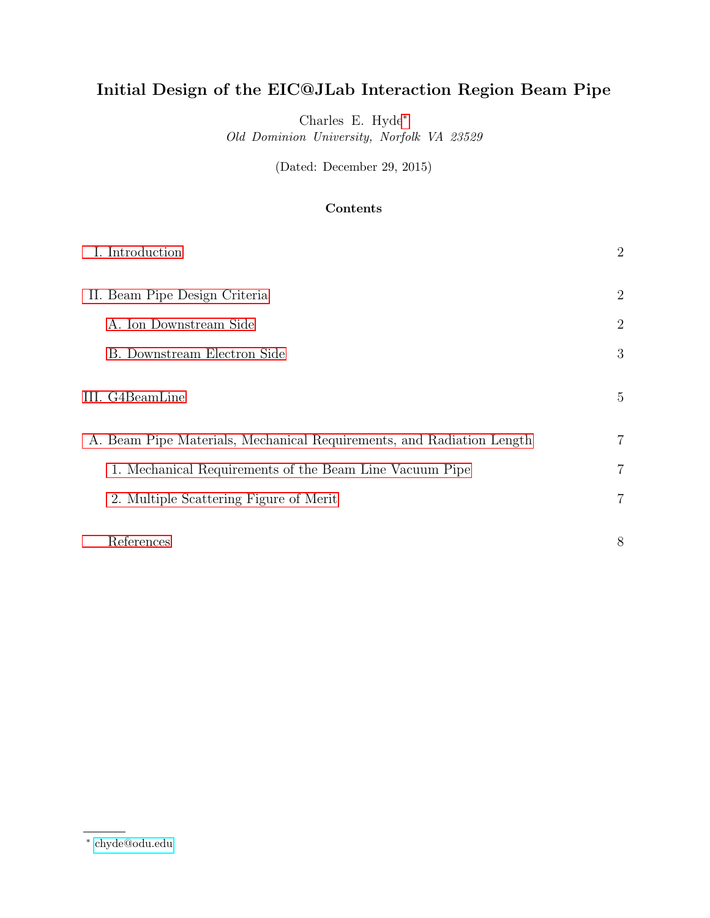# Initial Design of the EIC@JLab Interaction Region Beam Pipe

Charles E. Hyde[*]

*Old Dominion University, Norfolk VA 23529*

(Dated: December 29, 2015)

## Contents

- I. Introduction — 2
- II. Beam Pipe Design Criteria — 2
  - A. Ion Downstream Side — 2
  - B. Downstream Electron Side — 3
- III. G4BeamLine — 5
- A. Beam Pipe Materials, Mechanical Requirements, and Radiation Length — 7
  - 1. Mechanical Requirements of the Beam Line Vacuum Pipe — 7
  - 2. Multiple Scattering Figure of Merit — 7
- References — 8

[*] chyde@odu.edu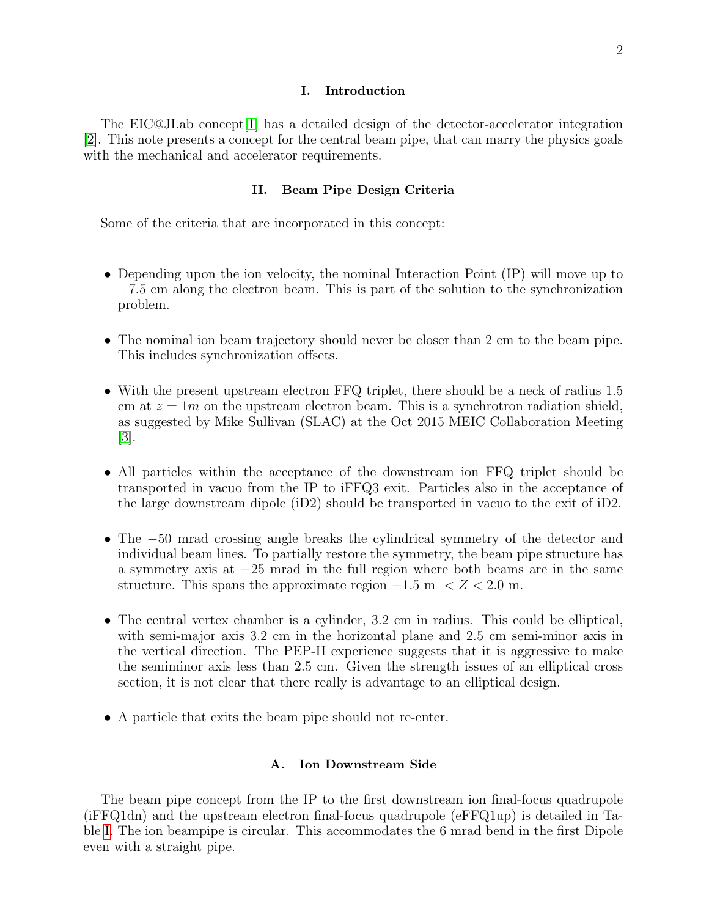## I. Introduction

The EIC@JLab concept[1] has a detailed design of the detector-accelerator integration [2]. This note presents a concept for the central beam pipe, that can marry the physics goals with the mechanical and accelerator requirements.

## II. Beam Pipe Design Criteria

Some of the criteria that are incorporated in this concept:

- Depending upon the ion velocity, the nominal Interaction Point (IP) will move up to $\pm 7.5$ cm along the electron beam. This is part of the solution to the synchronization problem.
- The nominal ion beam trajectory should never be closer than 2 cm to the beam pipe. This includes synchronization offsets.
- With the present upstream electron FFQ triplet, there should be a neck of radius 1.5 cm at $z = 1m$ on the upstream electron beam. This is a synchrotron radiation shield, as suggested by Mike Sullivan (SLAC) at the Oct 2015 MEIC Collaboration Meeting [3].
- All particles within the acceptance of the downstream ion FFQ triplet should be transported in vacuo from the IP to iFFQ3 exit. Particles also in the acceptance of the large downstream dipole (iD2) should be transported in vacuo to the exit of iD2.
- The $-50$ mrad crossing angle breaks the cylindrical symmetry of the detector and individual beam lines. To partially restore the symmetry, the beam pipe structure has a symmetry axis at $-25$ mrad in the full region where both beams are in the same structure. This spans the approximate region $-1.5$ m $< Z < 2.0$ m.
- The central vertex chamber is a cylinder, 3.2 cm in radius. This could be elliptical, with semi-major axis 3.2 cm in the horizontal plane and 2.5 cm semi-minor axis in the vertical direction. The PEP-II experience suggests that it is aggressive to make the semiminor axis less than 2.5 cm. Given the strength issues of an elliptical cross section, it is not clear that there really is advantage to an elliptical design.
- A particle that exits the beam pipe should not re-enter.

### A. Ion Downstream Side

The beam pipe concept from the IP to the first downstream ion final-focus quadrupole (iFFQ1dn) and the upstream electron final-focus quadrupole (eFFQ1up) is detailed in Table I. The ion beampipe is circular. This accommodates the 6 mrad bend in the first Dipole even with a straight pipe.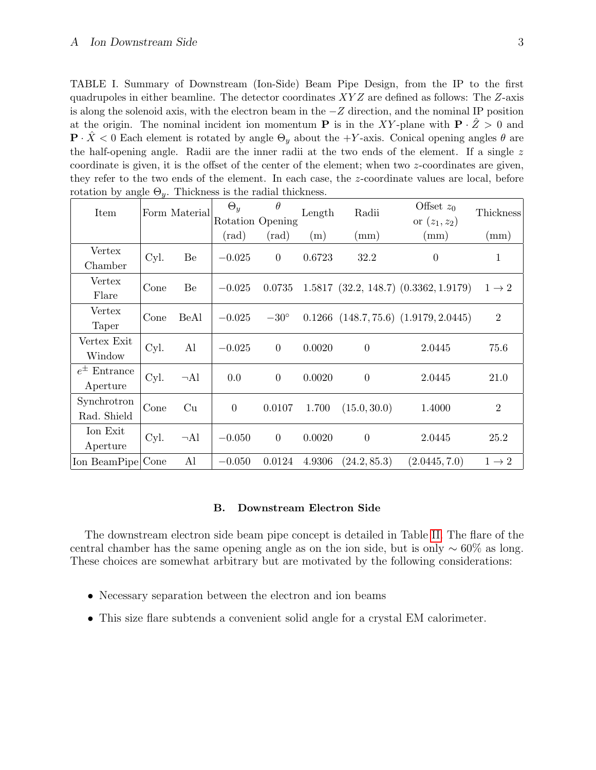TABLE I. Summary of Downstream (Ion-Side) Beam Pipe Design, from the IP to the first quadrupoles in either beamline. The detector coordinates $XYZ$ are defined as follows: The $Z$-axis is along the solenoid axis, with the electron beam in the $-Z$ direction, and the nominal IP position at the origin. The nominal incident ion momentum $\mathbf{P}$ is in the $XY$-plane with $\mathbf{P} \cdot \hat{Z} > 0$ and $\mathbf{P} \cdot \hat{X} < 0$ Each element is rotated by angle $\Theta_y$ about the $+Y$-axis. Conical opening angles $\theta$ are the half-opening angle. Radii are the inner radii at the two ends of the element. If a single $z$ coordinate is given, it is the offset of the center of the element; when two $z$-coordinates are given, they refer to the two ends of the element. In each case, the $z$-coordinate values are local, before rotation by angle $\Theta_y$. Thickness is the radial thickness.

| Item | Form | Material | $\Theta_y$ Rotation (rad) | $\theta$ Opening (rad) | Length (m) | Radii (mm) | Offset $z_0$ or $(z_1, z_2)$ (mm) | Thickness (mm) |
|---|---|---|---|---|---|---|---|---|
| Vertex Chamber | Cyl. | Be | $-0.025$ | 0 | 0.6723 | 32.2 | 0 | 1 |
| Vertex Flare | Cone | Be | $-0.025$ | 0.0735 | 1.5817 | (32.2, 148.7) | (0.3362, 1.9179) | $1 \rightarrow 2$ |
| Vertex Taper | Cone | BeAl | $-0.025$ | $-30^\circ$ | 0.1266 | (148.7, 75.6) | (1.9179, 2.0445) | 2 |
| Vertex Exit Window | Cyl. | Al | $-0.025$ | 0 | 0.0020 | 0 | 2.0445 | 75.6 |
| $e^\pm$ Entrance Aperture | Cyl. | $\neg$Al | 0.0 | 0 | 0.0020 | 0 | 2.0445 | 21.0 |
| Synchrotron Rad. Shield | Cone | Cu | 0 | 0.0107 | 1.700 | (15.0, 30.0) | 1.4000 | 2 |
| Ion Exit Aperture | Cyl. | $\neg$Al | $-0.050$ | 0 | 0.0020 | 0 | 2.0445 | 25.2 |
| Ion BeamPipe | Cone | Al | $-0.050$ | 0.0124 | 4.9306 | (24.2, 85.3) | (2.0445, 7.0) | $1 \rightarrow 2$ |

### B. Downstream Electron Side

The downstream electron side beam pipe concept is detailed in Table II. The flare of the central chamber has the same opening angle as on the ion side, but is only $\sim 60\%$ as long. These choices are somewhat arbitrary but are motivated by the following considerations:

- Necessary separation between the electron and ion beams
- This size flare subtends a convenient solid angle for a crystal EM calorimeter.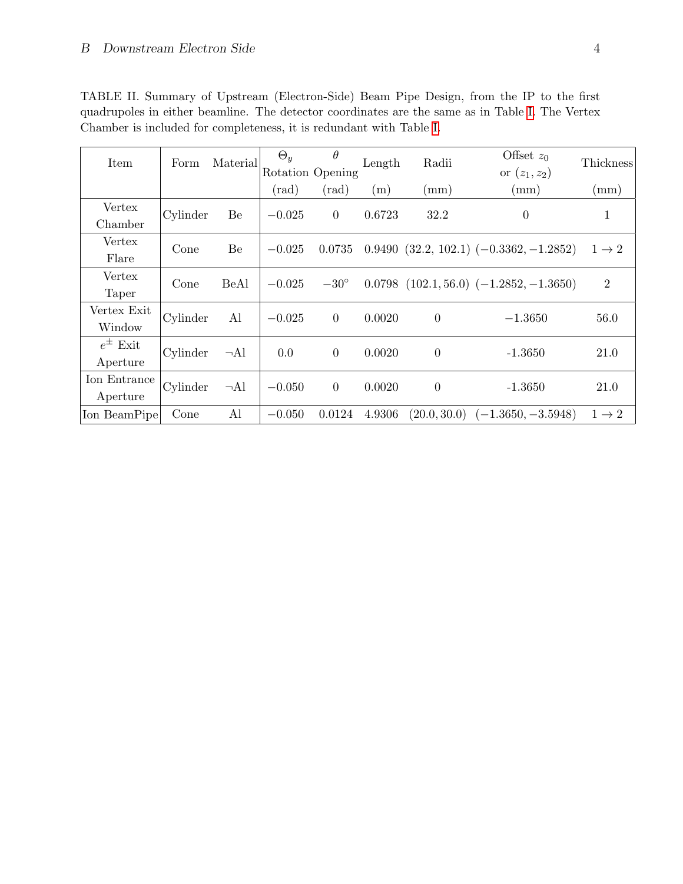TABLE II. Summary of Upstream (Electron-Side) Beam Pipe Design, from the IP to the first quadrupoles in either beamline. The detector coordinates are the same as in Table I. The Vertex Chamber is included for completeness, it is redundant with Table I.

| Item | Form | Material | $\Theta_y$ Rotation | $\theta$ Opening | Length | Radii | Offset $z_0$ or $(z_1, z_2)$ | Thickness |
|---|---|---|---|---|---|---|---|---|
| | | | (rad) | (rad) | (m) | (mm) | (mm) | (mm) |
| Vertex Chamber | Cylinder | Be | $-0.025$ | 0 | 0.6723 | 32.2 | 0 | 1 |
| Vertex Flare | Cone | Be | $-0.025$ | 0.0735 | 0.9490 | (32.2, 102.1) | $(-0.3362, -1.2852)$ | $1 \rightarrow 2$ |
| Vertex Taper | Cone | BeAl | $-0.025$ | $-30^{\circ}$ | 0.0798 | (102.1, 56.0) | $(-1.2852, -1.3650)$ | 2 |
| Vertex Exit Window | Cylinder | Al | $-0.025$ | 0 | 0.0020 | 0 | $-1.3650$ | 56.0 |
| $e^{\pm}$ Exit Aperture | Cylinder | $\neg$Al | 0.0 | 0 | 0.0020 | 0 | -1.3650 | 21.0 |
| Ion Entrance Aperture | Cylinder | $\neg$Al | $-0.050$ | 0 | 0.0020 | 0 | -1.3650 | 21.0 |
| Ion BeamPipe | Cone | Al | $-0.050$ | 0.0124 | 4.9306 | (20.0, 30.0) | $(-1.3650, -3.5948)$ | $1 \rightarrow 2$ |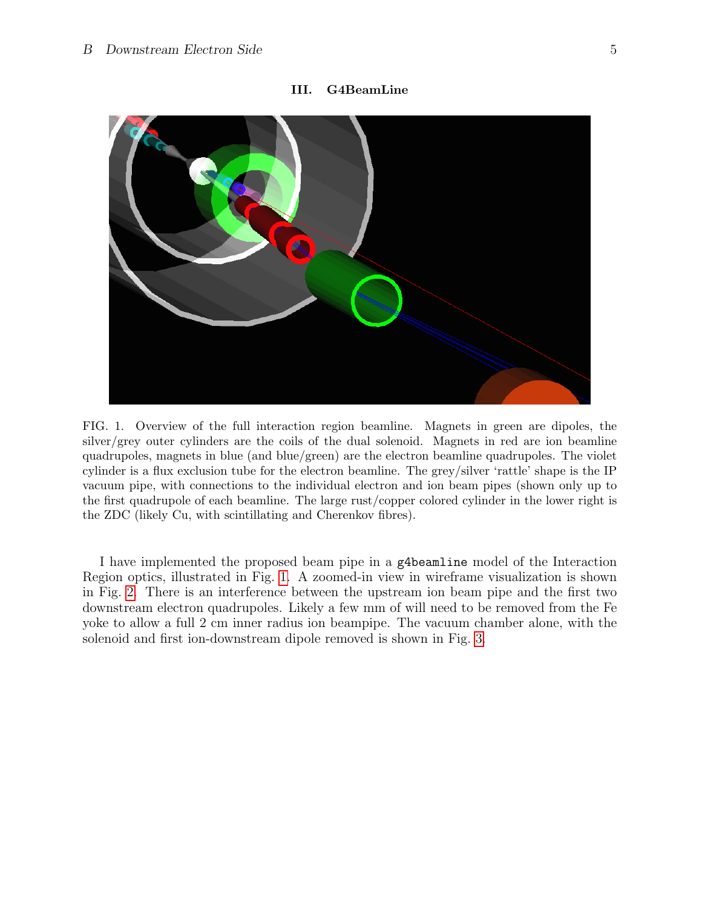## III. G4BeamLine

FIG. 1. Overview of the full interaction region beamline. Magnets in green are dipoles, the silver/grey outer cylinders are the coils of the dual solenoid. Magnets in red are ion beamline quadrupoles, magnets in blue (and blue/green) are the electron beamline quadrupoles. The violet cylinder is a flux exclusion tube for the electron beamline. The grey/silver 'rattle' shape is the IP vacuum pipe, with connections to the individual electron and ion beam pipes (shown only up to the first quadrupole of each beamline. The large rust/copper colored cylinder in the lower right is the ZDC (likely Cu, with scintillating and Cherenkov fibres).

I have implemented the proposed beam pipe in a `g4beamline` model of the Interaction Region optics, illustrated in Fig. 1. A zoomed-in view in wireframe visualization is shown in Fig. 2. There is an interference between the upstream ion beam pipe and the first two downstream electron quadrupoles. Likely a few mm of will need to be removed from the Fe yoke to allow a full 2 cm inner radius ion beampipe. The vacuum chamber alone, with the solenoid and first ion-downstream dipole removed is shown in Fig. 3.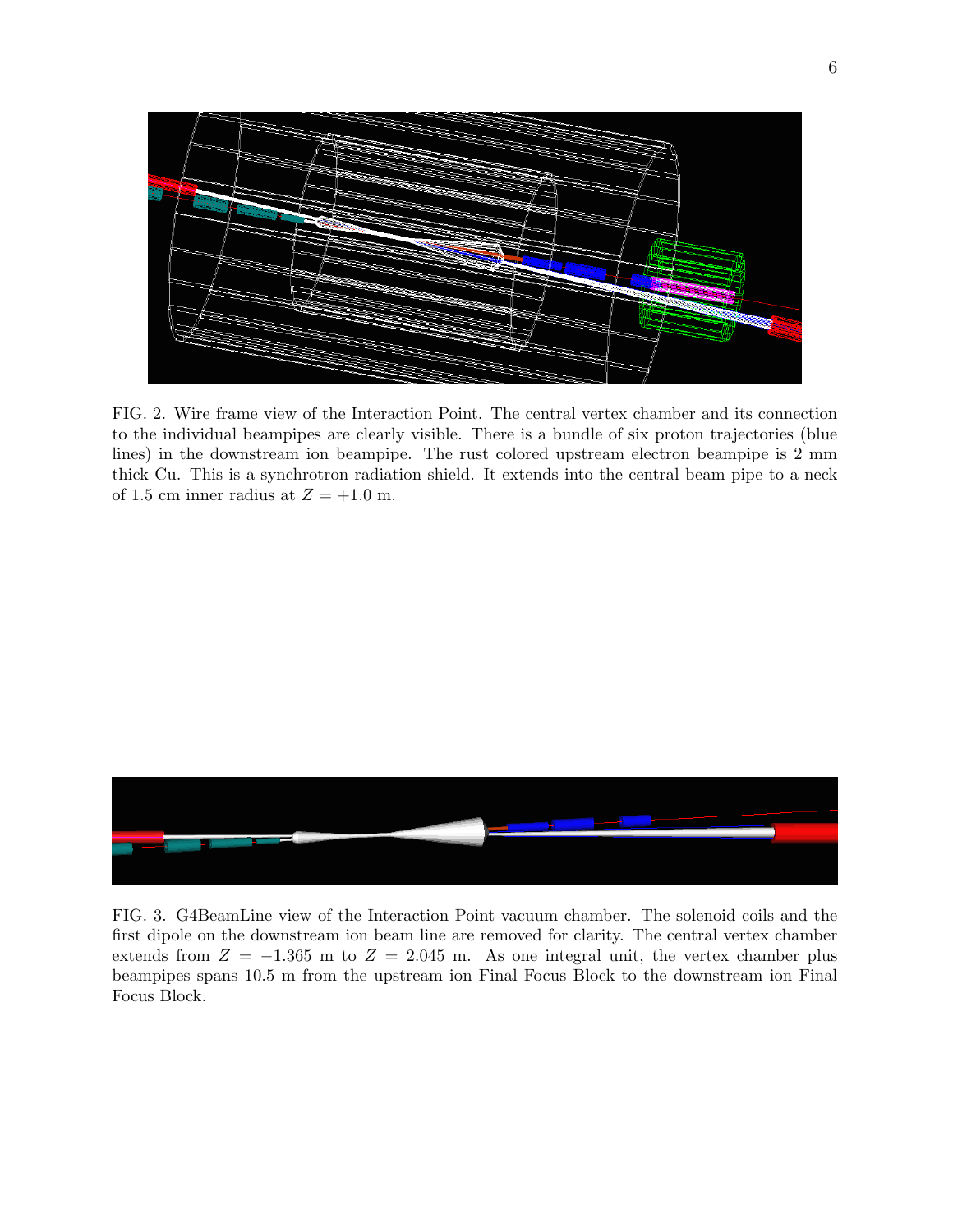FIG. 2. Wire frame view of the Interaction Point. The central vertex chamber and its connection to the individual beampipes are clearly visible. There is a bundle of six proton trajectories (blue lines) in the downstream ion beampipe. The rust colored upstream electron beampipe is 2 mm thick Cu. This is a synchrotron radiation shield. It extends into the central beam pipe to a neck of 1.5 cm inner radius at $Z = +1.0$ m.

FIG. 3. G4BeamLine view of the Interaction Point vacuum chamber. The solenoid coils and the first dipole on the downstream ion beam line are removed for clarity. The central vertex chamber extends from $Z = -1.365$ m to $Z = 2.045$ m. As one integral unit, the vertex chamber plus beampipes spans 10.5 m from the upstream ion Final Focus Block to the downstream ion Final Focus Block.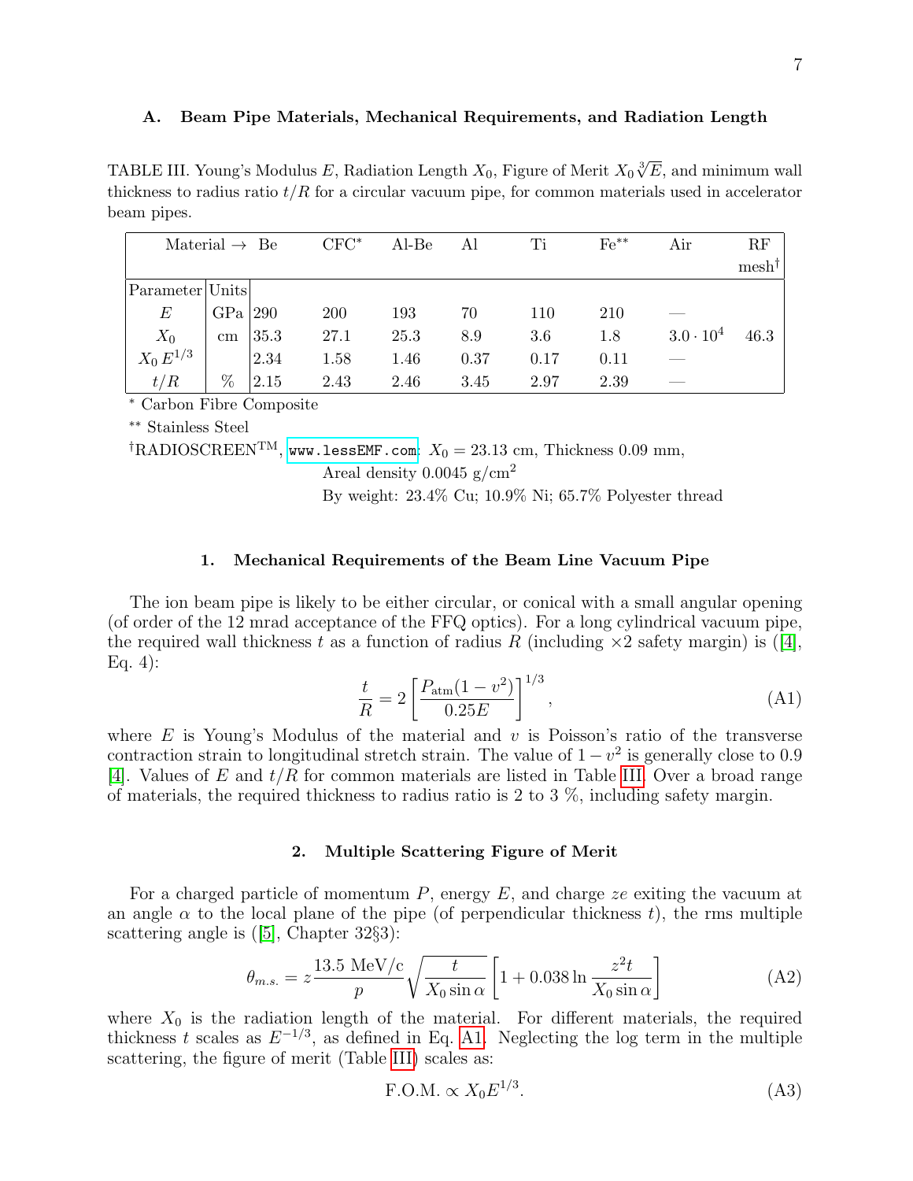### A. Beam Pipe Materials, Mechanical Requirements, and Radiation Length

TABLE III. Young's Modulus $E$, Radiation Length $X_0$, Figure of Merit $X_0 \sqrt[3]{E}$, and minimum wall thickness to radius ratio $t/R$ for a circular vacuum pipe, for common materials used in accelerator beam pipes.

| Material → | | Be | CFC* | Al-Be | Al | Ti | Fe** | Air | RF mesh† |
|---|---|---|---|---|---|---|---|---|---|
| Parameter | Units | | | | | | | | |
| $E$ | GPa | 290 | 200 | 193 | 70 | 110 | 210 | — | |
| $X_0$ | cm | 35.3 | 27.1 | 25.3 | 8.9 | 3.6 | 1.8 | $3.0 \cdot 10^4$ | 46.3 |
| $X_0\, E^{1/3}$ | | 2.34 | 1.58 | 1.46 | 0.37 | 0.17 | 0.11 | — | |
| $t/R$ | % | 2.15 | 2.43 | 2.46 | 3.45 | 2.97 | 2.39 | — | |

\* Carbon Fibre Composite

\*\* Stainless Steel

†RADIOSCREEN™, www.lessEMF.com: $X_0 = 23.13$ cm, Thickness 0.09 mm,
Areal density 0.0045 g/cm$^2$
By weight: 23.4% Cu; 10.9% Ni; 65.7% Polyester thread

#### 1. Mechanical Requirements of the Beam Line Vacuum Pipe

The ion beam pipe is likely to be either circular, or conical with a small angular opening (of order of the 12 mrad acceptance of the FFQ optics). For a long cylindrical vacuum pipe, the required wall thickness $t$ as a function of radius $R$ (including ×2 safety margin) is ([4], Eq. 4):

$$\frac{t}{R} = 2\left[\frac{P_{\rm atm}(1-v^2)}{0.25E}\right]^{1/3}, \tag{A1}$$

where $E$ is Young's Modulus of the material and $v$ is Poisson's ratio of the transverse contraction strain to longitudinal stretch strain. The value of $1 - v^2$ is generally close to 0.9 [4]. Values of $E$ and $t/R$ for common materials are listed in Table III. Over a broad range of materials, the required thickness to radius ratio is 2 to 3 %, including safety margin.

#### 2. Multiple Scattering Figure of Merit

For a charged particle of momentum $P$, energy $E$, and charge $ze$ exiting the vacuum at an angle $\alpha$ to the local plane of the pipe (of perpendicular thickness $t$), the rms multiple scattering angle is ([5], Chapter 32§3):

$$\theta_{m.s.} = z\frac{13.5 \text{ MeV/c}}{p}\sqrt{\frac{t}{X_0 \sin\alpha}}\left[1 + 0.038 \ln\frac{z^2 t}{X_0 \sin\alpha}\right] \tag{A2}$$

where $X_0$ is the radiation length of the material. For different materials, the required thickness $t$ scales as $E^{-1/3}$, as defined in Eq. A1. Neglecting the log term in the multiple scattering, the figure of merit (Table III) scales as:

$$\text{F.O.M.} \propto X_0 E^{1/3}. \tag{A3}$$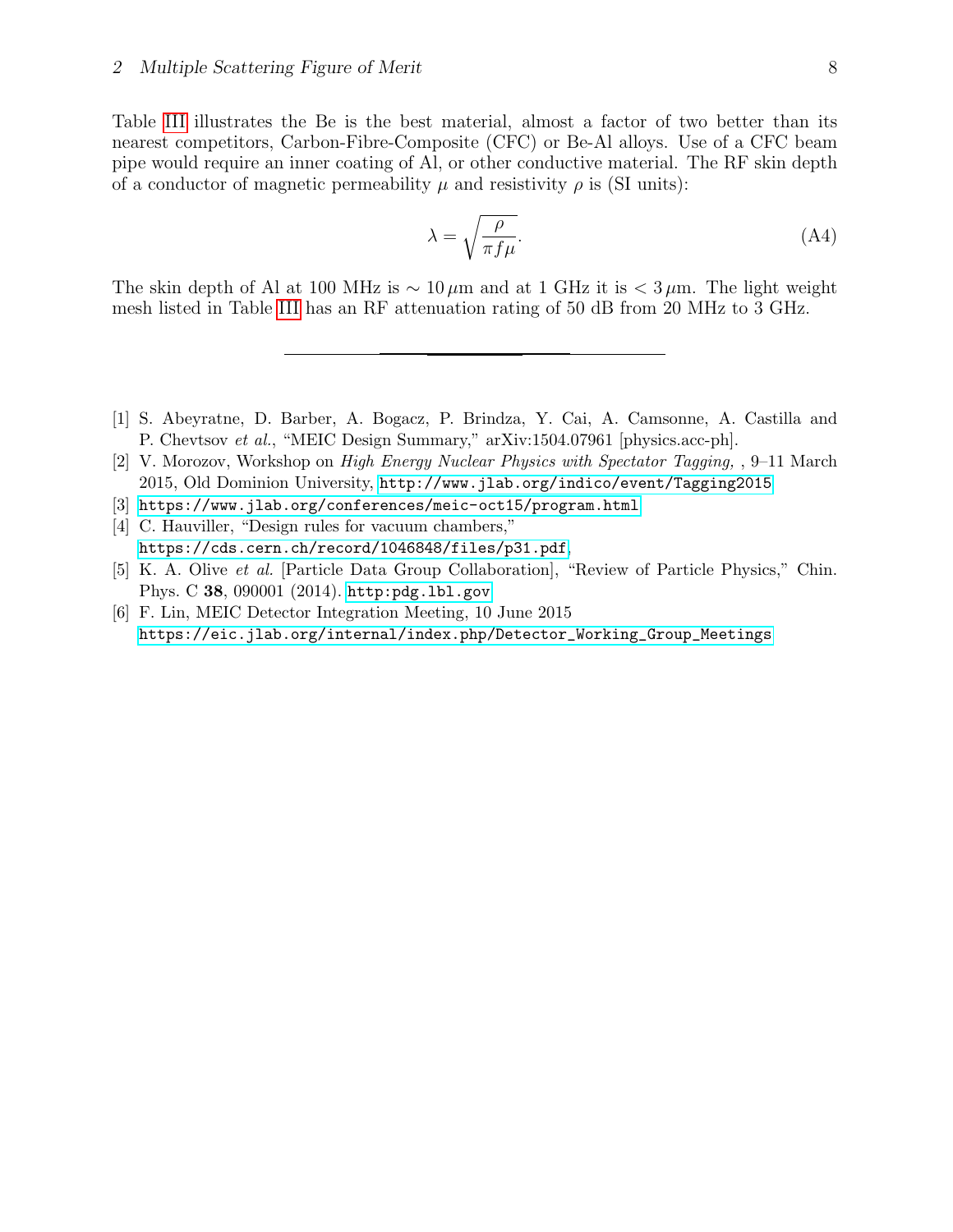Table III illustrates the Be is the best material, almost a factor of two better than its nearest competitors, Carbon-Fibre-Composite (CFC) or Be-Al alloys. Use of a CFC beam pipe would require an inner coating of Al, or other conductive material. The RF skin depth of a conductor of magnetic permeability $\mu$ and resistivity $\rho$ is (SI units):

$$\lambda = \sqrt{\frac{\rho}{\pi f \mu}}. \tag{A4}$$

The skin depth of Al at 100 MHz is $\sim 10\,\mu$m and at 1 GHz it is $< 3\,\mu$m. The light weight mesh listed in Table III has an RF attenuation rating of 50 dB from 20 MHz to 3 GHz.

---

[1] S. Abeyratne, D. Barber, A. Bogacz, P. Brindza, Y. Cai, A. Camsonne, A. Castilla and P. Chevtsov *et al.*, "MEIC Design Summary," arXiv:1504.07961 [physics.acc-ph].

[2] V. Morozov, Workshop on *High Energy Nuclear Physics with Spectator Tagging,* , 9–11 March 2015, Old Dominion University, http://www.jlab.org/indico/event/Tagging2015

[3] https://www.jlab.org/conferences/meic-oct15/program.html

[4] C. Hauviller, "Design rules for vacuum chambers," https://cds.cern.ch/record/1046848/files/p31.pdf,

[5] K. A. Olive *et al.* [Particle Data Group Collaboration], "Review of Particle Physics," Chin. Phys. C **38**, 090001 (2014). http:pdg.lbl.gov

[6] F. Lin, MEIC Detector Integration Meeting, 10 June 2015 https://eic.jlab.org/internal/index.php/Detector_Working_Group_Meetings